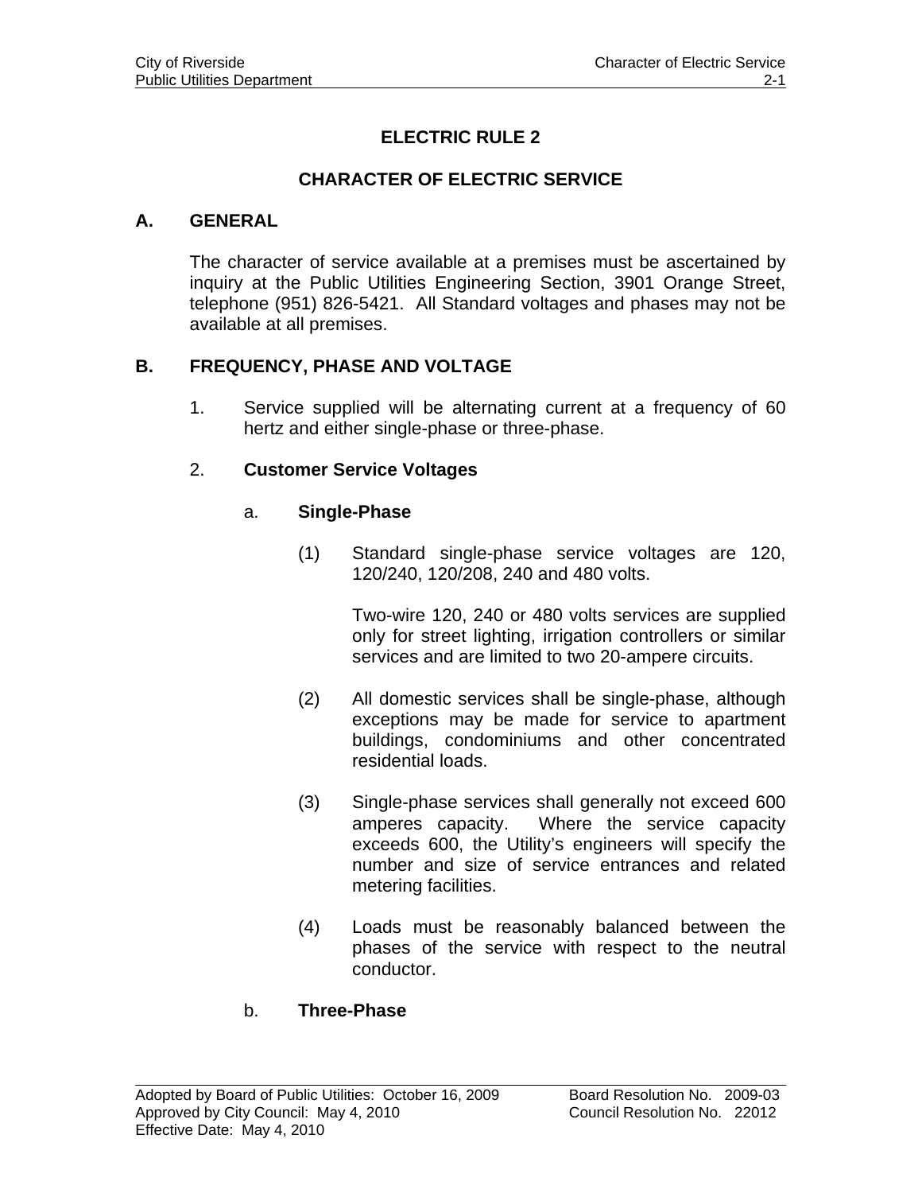# ELECTRIC RULE 2

## CHARACTER OF ELECTRIC SERVICE

### A. GENERAL

The character of service available at a premises must be ascertained by inquiry at the Public Utilities Engineering Section, 3901 Orange Street, telephone (951) 826-5421. All Standard voltages and phases may not be available at all premises.

### B. FREQUENCY, PHASE AND VOLTAGE

1. Service supplied will be alternating current at a frequency of 60 hertz and either single-phase or three-phase.

2. **Customer Service Voltages**

   a. **Single-Phase**

      (1) Standard single-phase service voltages are 120, 120/240, 120/208, 240 and 480 volts.

      Two-wire 120, 240 or 480 volts services are supplied only for street lighting, irrigation controllers or similar services and are limited to two 20-ampere circuits.

      (2) All domestic services shall be single-phase, although exceptions may be made for service to apartment buildings, condominiums and other concentrated residential loads.

      (3) Single-phase services shall generally not exceed 600 amperes capacity. Where the service capacity exceeds 600, the Utility's engineers will specify the number and size of service entrances and related metering facilities.

      (4) Loads must be reasonably balanced between the phases of the service with respect to the neutral conductor.

   b. **Three-Phase**

Adopted by Board of Public Utilities: October 16, 2009 — Board Resolution No. 2009-03
Approved by City Council: May 4, 2010 — Council Resolution No. 22012
Effective Date: May 4, 2010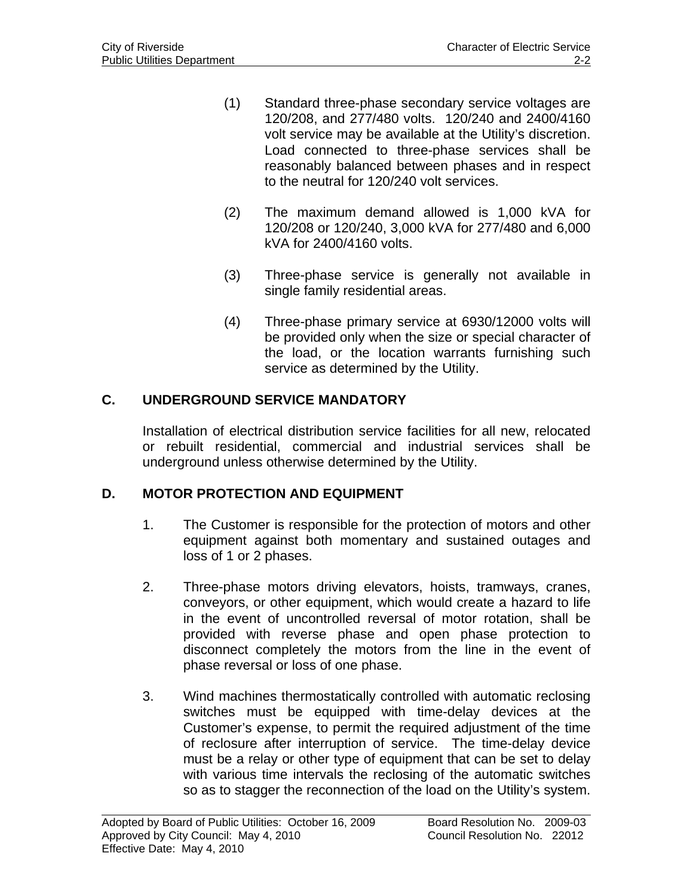(1) Standard three-phase secondary service voltages are 120/208, and 277/480 volts. 120/240 and 2400/4160 volt service may be available at the Utility's discretion. Load connected to three-phase services shall be reasonably balanced between phases and in respect to the neutral for 120/240 volt services.

(2) The maximum demand allowed is 1,000 kVA for 120/208 or 120/240, 3,000 kVA for 277/480 and 6,000 kVA for 2400/4160 volts.

(3) Three-phase service is generally not available in single family residential areas.

(4) Three-phase primary service at 6930/12000 volts will be provided only when the size or special character of the load, or the location warrants furnishing such service as determined by the Utility.

## C. UNDERGROUND SERVICE MANDATORY

Installation of electrical distribution service facilities for all new, relocated or rebuilt residential, commercial and industrial services shall be underground unless otherwise determined by the Utility.

## D. MOTOR PROTECTION AND EQUIPMENT

1. The Customer is responsible for the protection of motors and other equipment against both momentary and sustained outages and loss of 1 or 2 phases.

2. Three-phase motors driving elevators, hoists, tramways, cranes, conveyors, or other equipment, which would create a hazard to life in the event of uncontrolled reversal of motor rotation, shall be provided with reverse phase and open phase protection to disconnect completely the motors from the line in the event of phase reversal or loss of one phase.

3. Wind machines thermostatically controlled with automatic reclosing switches must be equipped with time-delay devices at the Customer's expense, to permit the required adjustment of the time of reclosure after interruption of service. The time-delay device must be a relay or other type of equipment that can be set to delay with various time intervals the reclosing of the automatic switches so as to stagger the reconnection of the load on the Utility's system.

Adopted by Board of Public Utilities: October 16, 2009 Board Resolution No. 2009-03
Approved by City Council: May 4, 2010 Council Resolution No. 22012
Effective Date: May 4, 2010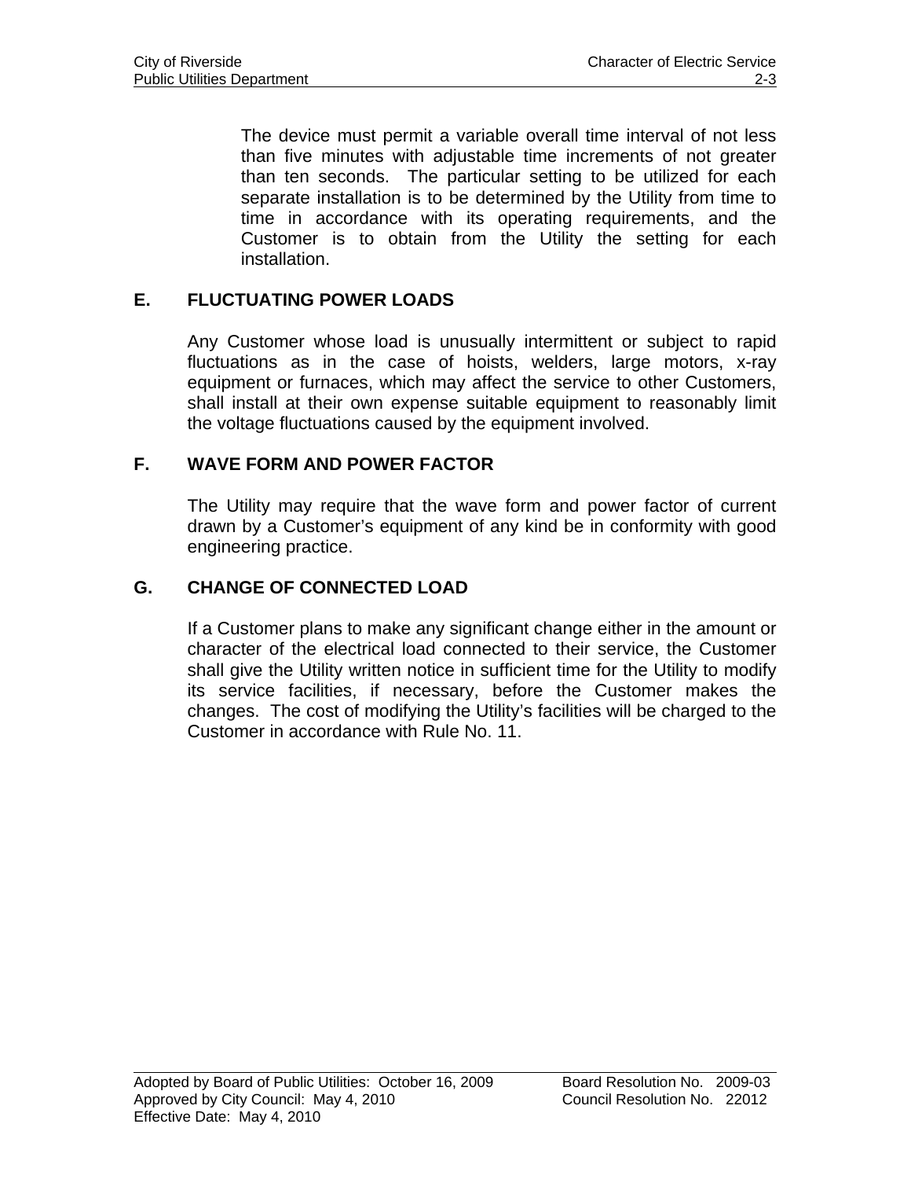The device must permit a variable overall time interval of not less than five minutes with adjustable time increments of not greater than ten seconds. The particular setting to be utilized for each separate installation is to be determined by the Utility from time to time in accordance with its operating requirements, and the Customer is to obtain from the Utility the setting for each installation.

## E. FLUCTUATING POWER LOADS

Any Customer whose load is unusually intermittent or subject to rapid fluctuations as in the case of hoists, welders, large motors, x-ray equipment or furnaces, which may affect the service to other Customers, shall install at their own expense suitable equipment to reasonably limit the voltage fluctuations caused by the equipment involved.

## F. WAVE FORM AND POWER FACTOR

The Utility may require that the wave form and power factor of current drawn by a Customer's equipment of any kind be in conformity with good engineering practice.

## G. CHANGE OF CONNECTED LOAD

If a Customer plans to make any significant change either in the amount or character of the electrical load connected to their service, the Customer shall give the Utility written notice in sufficient time for the Utility to modify its service facilities, if necessary, before the Customer makes the changes. The cost of modifying the Utility's facilities will be charged to the Customer in accordance with Rule No. 11.